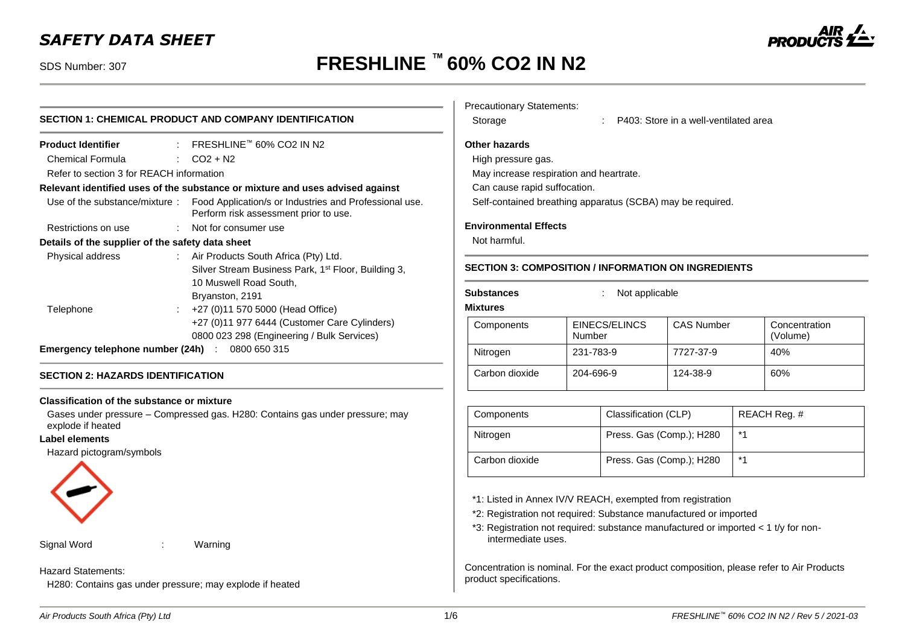# SAFETY DATA SHEET

SDS Number: 307

# FRESHLINE ™ 60% CO2 IN N2

## SECTION 1: CHEMICAL PRODUCT AND COMPANY IDENTIFICATION

**Product Identifier** : FRESHLINE™ 60% CO2 IN N2

Chemical Formula : $CO_2 + N_2$

Refer to section 3 for REACH information

**Relevant identified uses of the substance or mixture and uses advised against**

Use of the substance/mixture : Food Application/s or Industries and Professional use. Perform risk assessment prior to use.

Restrictions on use : Not for consumer use

**Details of the supplier of the safety data sheet**

Physical address : Air Products South Africa (Pty) Ltd.
Silver Stream Business Park, 1st Floor, Building 3,
10 Muswell Road South,
Bryanston, 2191

Telephone : +27 (0)11 570 5000 (Head Office)
+27 (0)11 977 6444 (Customer Care Cylinders)
0800 023 298 (Engineering / Bulk Services)

**Emergency telephone number (24h)** : 0800 650 315

## SECTION 2: HAZARDS IDENTIFICATION

**Classification of the substance or mixture**

Gases under pressure – Compressed gas. H280: Contains gas under pressure; may explode if heated

**Label elements**

Hazard pictogram/symbols

Signal Word : Warning

Hazard Statements:

H280: Contains gas under pressure; may explode if heated

Precautionary Statements:

Storage : P403: Store in a well-ventilated area

**Other hazards**

High pressure gas.
May increase respiration and heartrate.
Can cause rapid suffocation.
Self-contained breathing apparatus (SCBA) may be required.

**Environmental Effects**

Not harmful.

## SECTION 3: COMPOSITION / INFORMATION ON INGREDIENTS

**Substances** : Not applicable

**Mixtures**

| Components | EINECS/ELINCS Number | CAS Number | Concentration (Volume) |
|---|---|---|---|
| Nitrogen | 231-783-9 | 7727-37-9 | 40% |
| Carbon dioxide | 204-696-9 | 124-38-9 | 60% |

| Components | Classification (CLP) | REACH Reg. # |
|---|---|---|
| Nitrogen | Press. Gas (Comp.); H280 | *1 |
| Carbon dioxide | Press. Gas (Comp.); H280 | *1 |

*1: Listed in Annex IV/V REACH, exempted from registration

*2: Registration not required: Substance manufactured or imported

*3: Registration not required: substance manufactured or imported < 1 t/y for non-intermediate uses.

Concentration is nominal. For the exact product composition, please refer to Air Products product specifications.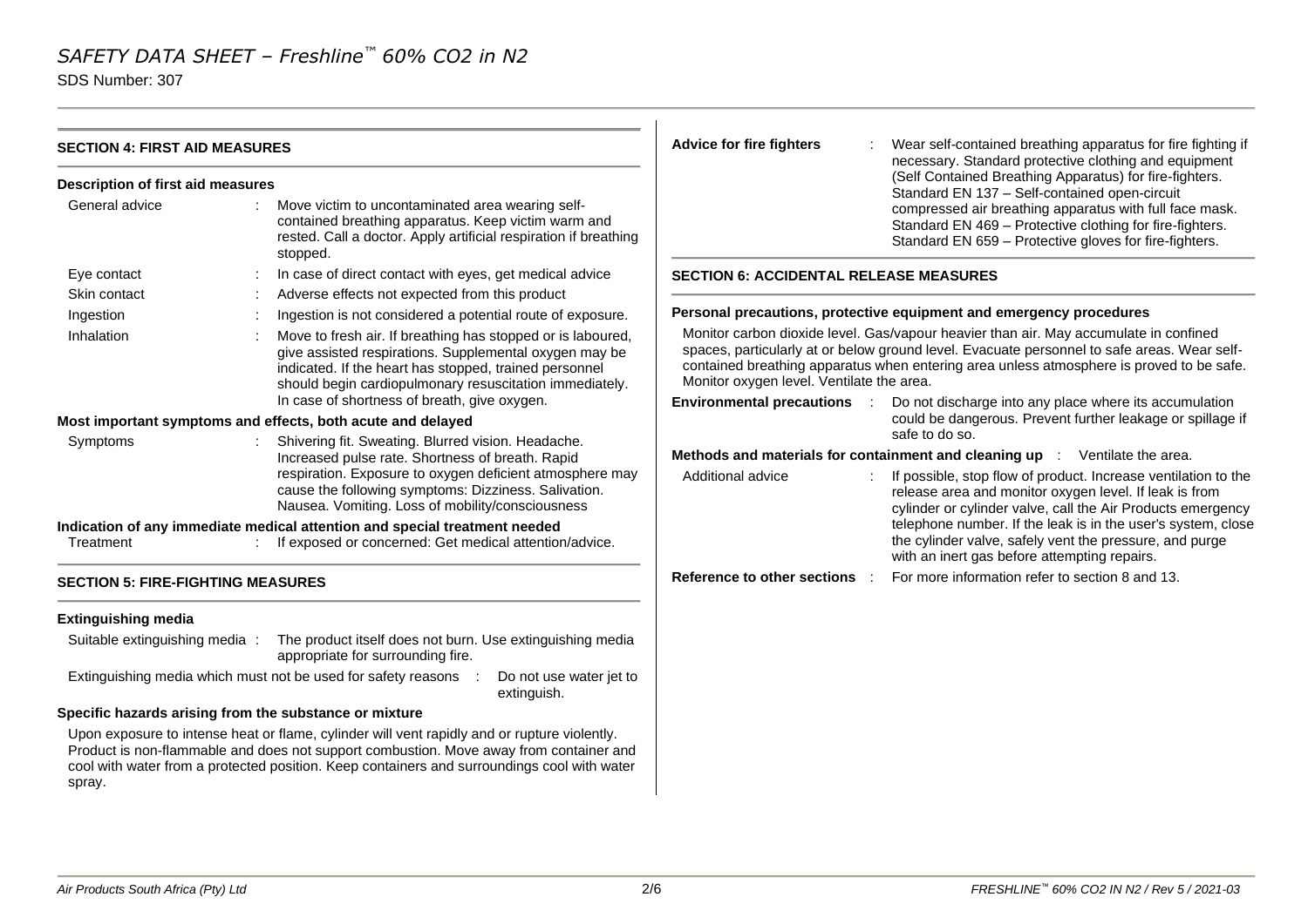## SECTION 4: FIRST AID MEASURES

### Description of first aid measures

| | |
|---|---|
| General advice | Move victim to uncontaminated area wearing self-contained breathing apparatus. Keep victim warm and rested. Call a doctor. Apply artificial respiration if breathing stopped. |
| Eye contact | In case of direct contact with eyes, get medical advice |
| Skin contact | Adverse effects not expected from this product |
| Ingestion | Ingestion is not considered a potential route of exposure. |
| Inhalation | Move to fresh air. If breathing has stopped or is laboured, give assisted respirations. Supplemental oxygen may be indicated. If the heart has stopped, trained personnel should begin cardiopulmonary resuscitation immediately. In case of shortness of breath, give oxygen. |

### Most important symptoms and effects, both acute and delayed

| | |
|---|---|
| Symptoms | Shivering fit. Sweating. Blurred vision. Headache. Increased pulse rate. Shortness of breath. Rapid respiration. Exposure to oxygen deficient atmosphere may cause the following symptoms: Dizziness. Salivation. Nausea. Vomiting. Loss of mobility/consciousness |

### Indication of any immediate medical attention and special treatment needed

| | |
|---|---|
| Treatment | If exposed or concerned: Get medical attention/advice. |

## SECTION 5: FIRE-FIGHTING MEASURES

### Extinguishing media

Suitable extinguishing media : The product itself does not burn. Use extinguishing media appropriate for surrounding fire.

Extinguishing media which must not be used for safety reasons : Do not use water jet to extinguish.

### Specific hazards arising from the substance or mixture

Upon exposure to intense heat or flame, cylinder will vent rapidly and or rupture violently. Product is non-flammable and does not support combustion. Move away from container and cool with water from a protected position. Keep containers and surroundings cool with water spray.

**Advice for fire fighters** : Wear self-contained breathing apparatus for fire fighting if necessary. Standard protective clothing and equipment (Self Contained Breathing Apparatus) for fire-fighters. Standard EN 137 – Self-contained open-circuit compressed air breathing apparatus with full face mask. Standard EN 469 – Protective clothing for fire-fighters. Standard EN 659 – Protective gloves for fire-fighters.

## SECTION 6: ACCIDENTAL RELEASE MEASURES

### Personal precautions, protective equipment and emergency procedures

Monitor carbon dioxide level. Gas/vapour heavier than air. May accumulate in confined spaces, particularly at or below ground level. Evacuate personnel to safe areas. Wear self-contained breathing apparatus when entering area unless atmosphere is proved to be safe. Monitor oxygen level. Ventilate the area.

**Environmental precautions** : Do not discharge into any place where its accumulation could be dangerous. Prevent further leakage or spillage if safe to do so.

**Methods and materials for containment and cleaning up** : Ventilate the area.

Additional advice : If possible, stop flow of product. Increase ventilation to the release area and monitor oxygen level. If leak is from cylinder or cylinder valve, call the Air Products emergency telephone number. If the leak is in the user's system, close the cylinder valve, safely vent the pressure, and purge with an inert gas before attempting repairs.

**Reference to other sections** : For more information refer to section 8 and 13.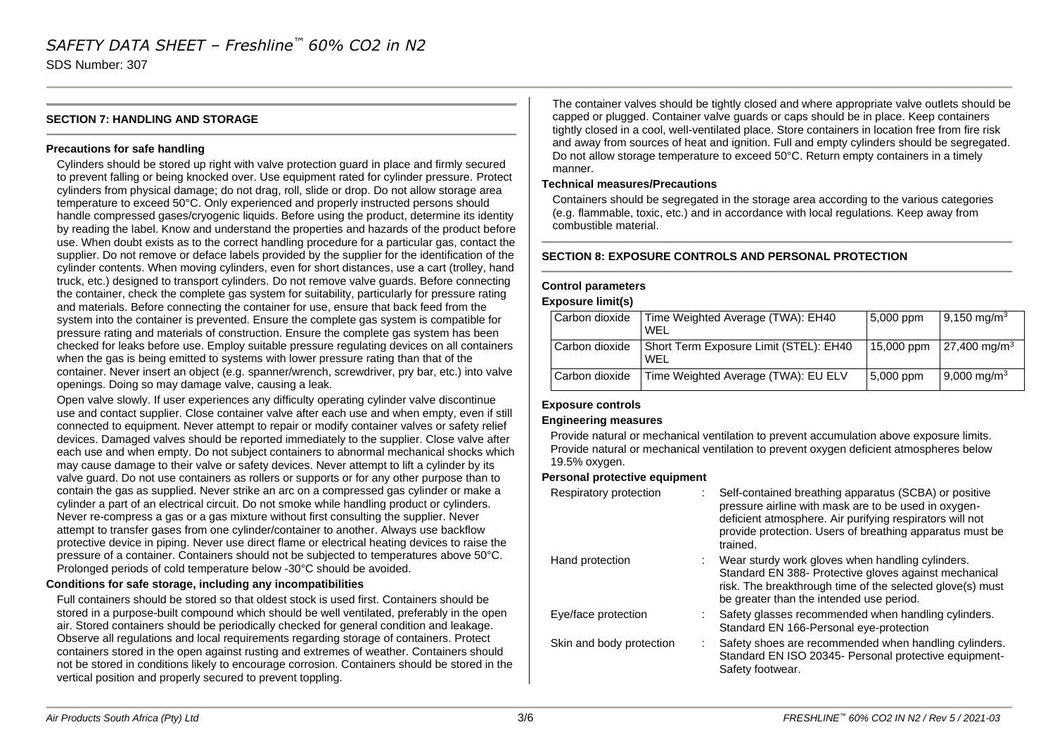## SECTION 7: HANDLING AND STORAGE

**Precautions for safe handling**

Cylinders should be stored up right with valve protection guard in place and firmly secured to prevent falling or being knocked over. Use equipment rated for cylinder pressure. Protect cylinders from physical damage; do not drag, roll, slide or drop. Do not allow storage area temperature to exceed 50°C. Only experienced and properly instructed persons should handle compressed gases/cryogenic liquids. Before using the product, determine its identity by reading the label. Know and understand the properties and hazards of the product before use. When doubt exists as to the correct handling procedure for a particular gas, contact the supplier. Do not remove or deface labels provided by the supplier for the identification of the cylinder contents. When moving cylinders, even for short distances, use a cart (trolley, hand truck, etc.) designed to transport cylinders. Do not remove valve guards. Before connecting the container, check the complete gas system for suitability, particularly for pressure rating and materials. Before connecting the container for use, ensure that back feed from the system into the container is prevented. Ensure the complete gas system is compatible for pressure rating and materials of construction. Ensure the complete gas system has been checked for leaks before use. Employ suitable pressure regulating devices on all containers when the gas is being emitted to systems with lower pressure rating than that of the container. Never insert an object (e.g. spanner/wrench, screwdriver, pry bar, etc.) into valve openings. Doing so may damage valve, causing a leak.

Open valve slowly. If user experiences any difficulty operating cylinder valve discontinue use and contact supplier. Close container valve after each use and when empty, even if still connected to equipment. Never attempt to repair or modify container valves or safety relief devices. Damaged valves should be reported immediately to the supplier. Close valve after each use and when empty. Do not subject containers to abnormal mechanical shocks which may cause damage to their valve or safety devices. Never attempt to lift a cylinder by its valve guard. Do not use containers as rollers or supports or for any other purpose than to contain the gas as supplied. Never strike an arc on a compressed gas cylinder or make a cylinder a part of an electrical circuit. Do not smoke while handling product or cylinders. Never re-compress a gas or a gas mixture without first consulting the supplier. Never attempt to transfer gases from one cylinder/container to another. Always use backflow protective device in piping. Never use direct flame or electrical heating devices to raise the pressure of a container. Containers should not be subjected to temperatures above 50°C. Prolonged periods of cold temperature below -30°C should be avoided.

**Conditions for safe storage, including any incompatibilities**

Full containers should be stored so that oldest stock is used first. Containers should be stored in a purpose-built compound which should be well ventilated, preferably in the open air. Stored containers should be periodically checked for general condition and leakage. Observe all regulations and local requirements regarding storage of containers. Protect containers stored in the open against rusting and extremes of weather. Containers should not be stored in conditions likely to encourage corrosion. Containers should be stored in the vertical position and properly secured to prevent toppling.

The container valves should be tightly closed and where appropriate valve outlets should be capped or plugged. Container valve guards or caps should be in place. Keep containers tightly closed in a cool, well-ventilated place. Store containers in location free from fire risk and away from sources of heat and ignition. Full and empty cylinders should be segregated. Do not allow storage temperature to exceed 50°C. Return empty containers in a timely manner.

**Technical measures/Precautions**

Containers should be segregated in the storage area according to the various categories (e.g. flammable, toxic, etc.) and in accordance with local regulations. Keep away from combustible material.

## SECTION 8: EXPOSURE CONTROLS AND PERSONAL PROTECTION

**Control parameters**

**Exposure limit(s)**

| | | | |
|---|---|---|---|
| Carbon dioxide | Time Weighted Average (TWA): EH40 WEL | 5,000 ppm | 9,150 mg/m$^3$ |
| Carbon dioxide | Short Term Exposure Limit (STEL): EH40 WEL | 15,000 ppm | 27,400 mg/m$^3$ |
| Carbon dioxide | Time Weighted Average (TWA): EU ELV | 5,000 ppm | 9,000 mg/m$^3$ |

**Exposure controls**

**Engineering measures**

Provide natural or mechanical ventilation to prevent accumulation above exposure limits. Provide natural or mechanical ventilation to prevent oxygen deficient atmospheres below 19.5% oxygen.

**Personal protective equipment**

Respiratory protection : Self-contained breathing apparatus (SCBA) or positive pressure airline with mask are to be used in oxygen-deficient atmosphere. Air purifying respirators will not provide protection. Users of breathing apparatus must be trained.

Hand protection : Wear sturdy work gloves when handling cylinders. Standard EN 388- Protective gloves against mechanical risk. The breakthrough time of the selected glove(s) must be greater than the intended use period.

Eye/face protection : Safety glasses recommended when handling cylinders. Standard EN 166-Personal eye-protection

Skin and body protection : Safety shoes are recommended when handling cylinders. Standard EN ISO 20345- Personal protective equipment- Safety footwear.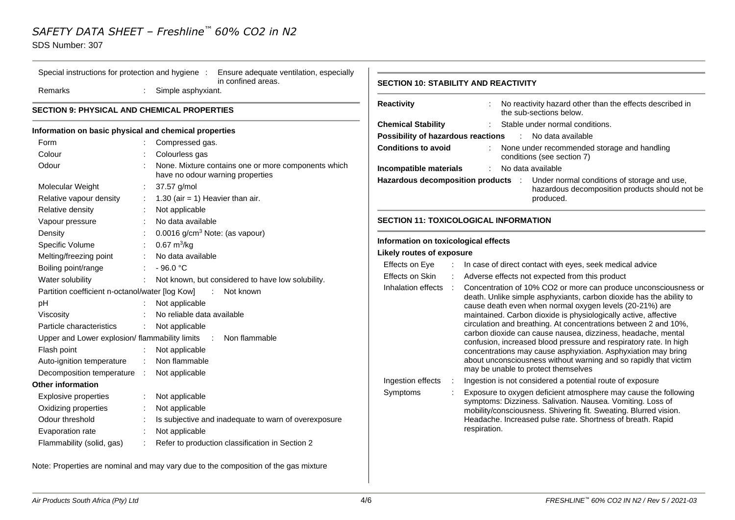| | | |
|---|---|---|
| Special instructions for protection and hygiene | : | Ensure adequate ventilation, especially in confined areas. |
| Remarks | : | Simple asphyxiant. |

## SECTION 9: PHYSICAL AND CHEMICAL PROPERTIES

### Information on basic physical and chemical properties

| | | |
|---|---|---|
| Form | : | Compressed gas. |
| Colour | : | Colourless gas |
| Odour | : | None. Mixture contains one or more components which have no odour warning properties |
| Molecular Weight | : | 37.57 g/mol |
| Relative vapour density | : | 1.30 (air = 1) Heavier than air. |
| Relative density | : | Not applicable |
| Vapour pressure | : | No data available |
| Density | : | 0.0016 g/cm$^3$ Note: (as vapour) |
| Specific Volume | : | 0.67 m$^3$/kg |
| Melting/freezing point | : | No data available |
| Boiling point/range | : | - 96.0 °C |
| Water solubility | : | Not known, but considered to have low solubility. |
| Partition coefficient n-octanol/water [log Kow] | : | Not known |
| pH | : | Not applicable |
| Viscosity | : | No reliable data available |
| Particle characteristics | : | Not applicable |
| Upper and Lower explosion/ flammability limits | : | Non flammable |
| Flash point | : | Not applicable |
| Auto-ignition temperature | : | Non flammable |
| Decomposition temperature | : | Not applicable |

### Other information

| | | |
|---|---|---|
| Explosive properties | : | Not applicable |
| Oxidizing properties | : | Not applicable |
| Odour threshold | : | Is subjective and inadequate to warn of overexposure |
| Evaporation rate | : | Not applicable |
| Flammability (solid, gas) | : | Refer to production classification in Section 2 |

Note: Properties are nominal and may vary due to the composition of the gas mixture

## SECTION 10: STABILITY AND REACTIVITY

| | | |
|---|---|---|
| **Reactivity** | : | No reactivity hazard other than the effects described in the sub-sections below. |
| **Chemical Stability** | : | Stable under normal conditions. |
| **Possibility of hazardous reactions** | : | No data available |
| **Conditions to avoid** | : | None under recommended storage and handling conditions (see section 7) |
| **Incompatible materials** | : | No data available |
| **Hazardous decomposition products** | : | Under normal conditions of storage and use, hazardous decomposition products should not be produced. |

## SECTION 11: TOXICOLOGICAL INFORMATION

### Information on toxicological effects

**Likely routes of exposure**

| | | |
|---|---|---|
| Effects on Eye | : | In case of direct contact with eyes, seek medical advice |
| Effects on Skin | : | Adverse effects not expected from this product |
| Inhalation effects | : | Concentration of 10% CO2 or more can produce unconsciousness or death. Unlike simple asphyxiants, carbon dioxide has the ability to cause death even when normal oxygen levels (20-21%) are maintained. Carbon dioxide is physiologically active, affective circulation and breathing. At concentrations between 2 and 10%, carbon dioxide can cause nausea, dizziness, headache, mental confusion, increased blood pressure and respiratory rate. In high concentrations may cause asphyxiation. Asphyxiation may bring about unconsciousness without warning and so rapidly that victim may be unable to protect themselves |
| Ingestion effects | : | Ingestion is not considered a potential route of exposure |
| Symptoms | : | Exposure to oxygen deficient atmosphere may cause the following symptoms: Dizziness. Salivation. Nausea. Vomiting. Loss of mobility/consciousness. Shivering fit. Sweating. Blurred vision. Headache. Increased pulse rate. Shortness of breath. Rapid respiration. |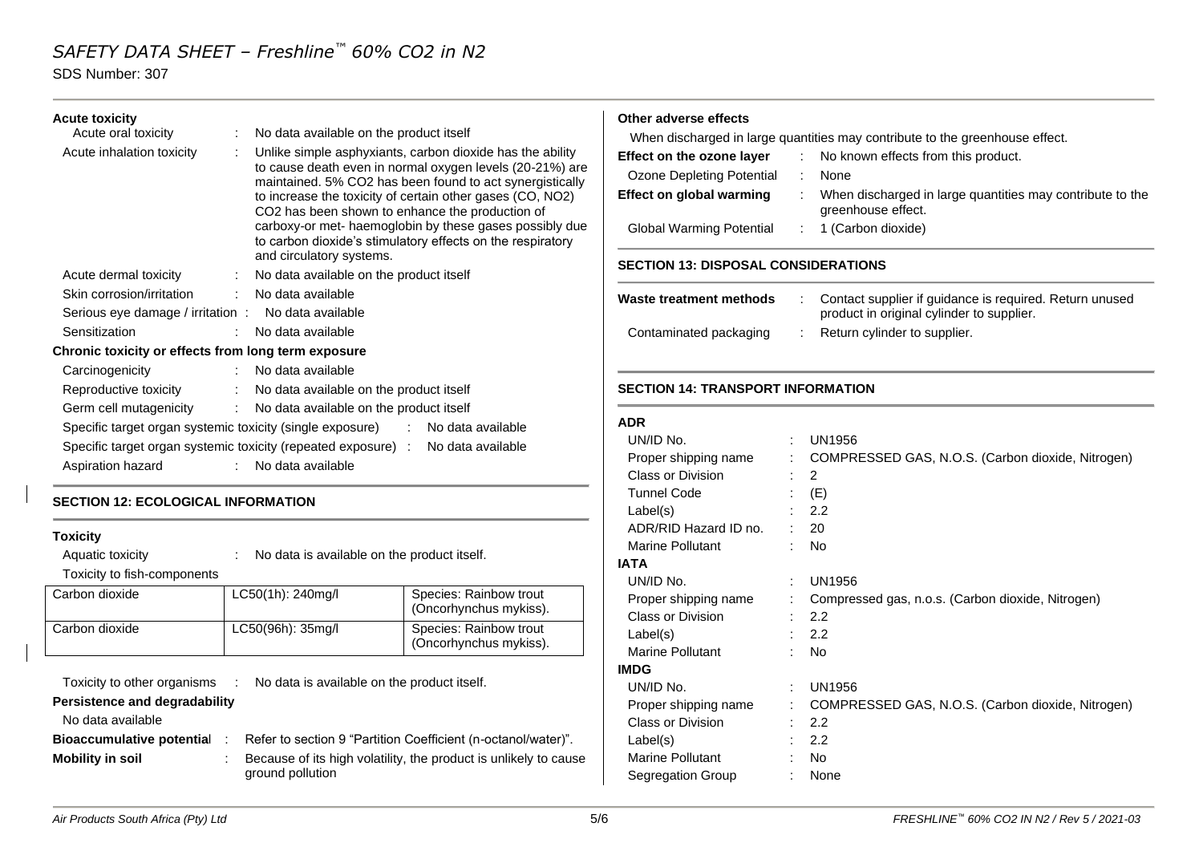**Acute toxicity**

Acute oral toxicity : No data available on the product itself

Acute inhalation toxicity : Unlike simple asphyxiants, carbon dioxide has the ability to cause death even in normal oxygen levels (20-21%) are maintained. 5% $CO_2$ has been found to act synergistically to increase the toxicity of certain other gases (CO, $NO_2$) $CO_2$ has been shown to enhance the production of carboxy-or met- haemoglobin by these gases possibly due to carbon dioxide's stimulatory effects on the respiratory and circulatory systems.

Acute dermal toxicity : No data available on the product itself

Skin corrosion/irritation : No data available

Serious eye damage / irritation : No data available

Sensitization : No data available

**Chronic toxicity or effects from long term exposure**

Carcinogenicity : No data available

Reproductive toxicity : No data available on the product itself

Germ cell mutagenicity : No data available on the product itself

Specific target organ systemic toxicity (single exposure) : No data available

Specific target organ systemic toxicity (repeated exposure) : No data available

Aspiration hazard : No data available

## SECTION 12: ECOLOGICAL INFORMATION

**Toxicity**

Aquatic toxicity : No data is available on the product itself.

Toxicity to fish-components

| | | |
|---|---|---|
| Carbon dioxide | LC50(1h): 240mg/l | Species: Rainbow trout (Oncorhynchus mykiss). |
| Carbon dioxide | LC50(96h): 35mg/l | Species: Rainbow trout (Oncorhynchus mykiss). |

Toxicity to other organisms : No data is available on the product itself.

**Persistence and degradability**

No data available

**Bioaccumulative potential** : Refer to section 9 "Partition Coefficient (n-octanol/water)".

**Mobility in soil** : Because of its high volatility, the product is unlikely to cause ground pollution

**Other adverse effects**

When discharged in large quantities may contribute to the greenhouse effect.

**Effect on the ozone layer** : No known effects from this product.

Ozone Depleting Potential : None

**Effect on global warming** : When discharged in large quantities may contribute to the greenhouse effect.

Global Warming Potential : 1 (Carbon dioxide)

## SECTION 13: DISPOSAL CONSIDERATIONS

**Waste treatment methods** : Contact supplier if guidance is required. Return unused product in original cylinder to supplier.

Contaminated packaging : Return cylinder to supplier.

## SECTION 14: TRANSPORT INFORMATION

**ADR**

UN/ID No. : UN1956

Proper shipping name : COMPRESSED GAS, N.O.S. (Carbon dioxide, Nitrogen)

Class or Division : 2

Tunnel Code : (E)

Label(s) : 2.2

ADR/RID Hazard ID no. : 20

Marine Pollutant : No

**IATA**

UN/ID No. : UN1956

Proper shipping name : Compressed gas, n.o.s. (Carbon dioxide, Nitrogen)

Class or Division : 2.2

Label(s) : 2.2

Marine Pollutant : No

**IMDG**

UN/ID No. : UN1956

Proper shipping name : COMPRESSED GAS, N.O.S. (Carbon dioxide, Nitrogen)

Class or Division : 2.2

Label(s) : 2.2

Marine Pollutant : No

Segregation Group : None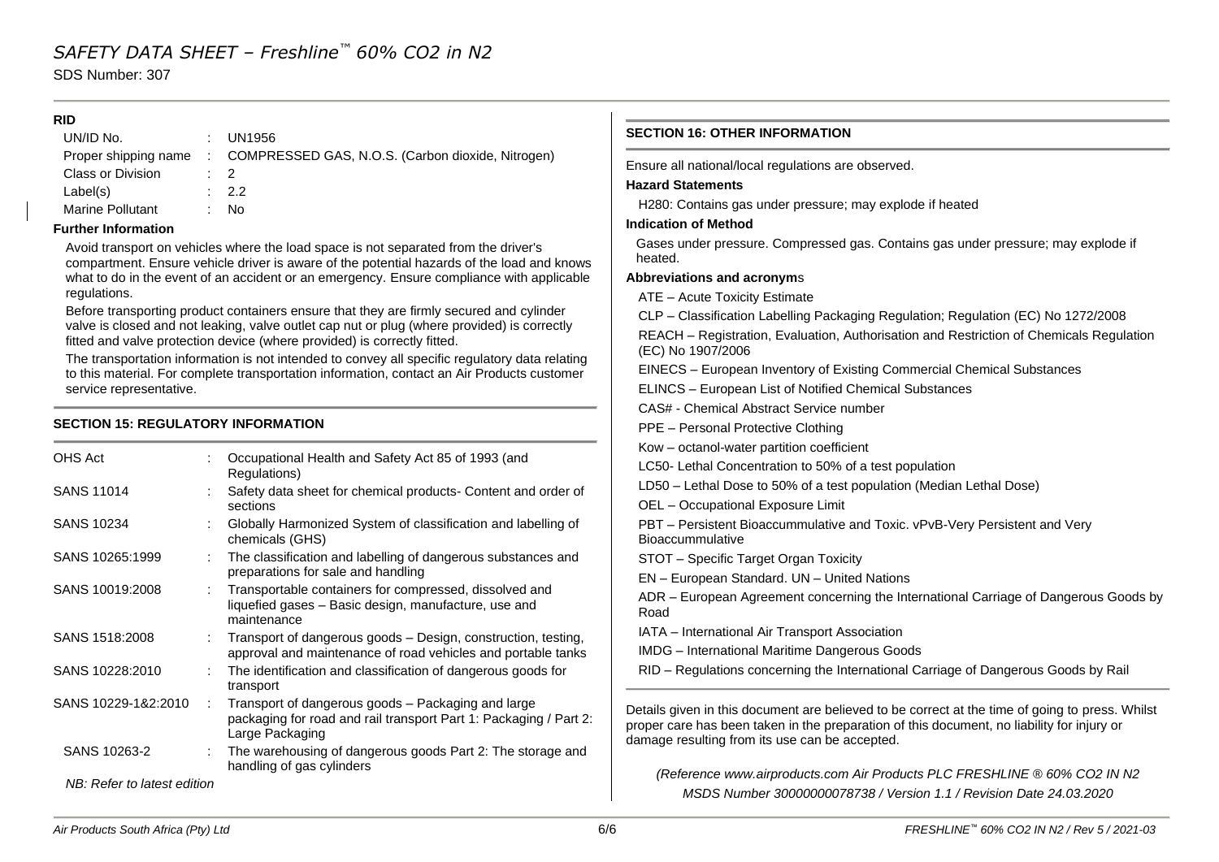**RID**

| | | |
|---|---|---|
| UN/ID No. | : | UN1956 |
| Proper shipping name | : | COMPRESSED GAS, N.O.S. (Carbon dioxide, Nitrogen) |
| Class or Division | : | 2 |
| Label(s) | : | 2.2 |
| Marine Pollutant | : | No |

**Further Information**

Avoid transport on vehicles where the load space is not separated from the driver's compartment. Ensure vehicle driver is aware of the potential hazards of the load and knows what to do in the event of an accident or an emergency. Ensure compliance with applicable regulations.

Before transporting product containers ensure that they are firmly secured and cylinder valve is closed and not leaking, valve outlet cap nut or plug (where provided) is correctly fitted and valve protection device (where provided) is correctly fitted.

The transportation information is not intended to convey all specific regulatory data relating to this material. For complete transportation information, contact an Air Products customer service representative.

## SECTION 15: REGULATORY INFORMATION

| | | |
|---|---|---|
| OHS Act | : | Occupational Health and Safety Act 85 of 1993 (and Regulations) |
| SANS 11014 | : | Safety data sheet for chemical products- Content and order of sections |
| SANS 10234 | : | Globally Harmonized System of classification and labelling of chemicals (GHS) |
| SANS 10265:1999 | : | The classification and labelling of dangerous substances and preparations for sale and handling |
| SANS 10019:2008 | : | Transportable containers for compressed, dissolved and liquefied gases – Basic design, manufacture, use and maintenance |
| SANS 1518:2008 | : | Transport of dangerous goods – Design, construction, testing, approval and maintenance of road vehicles and portable tanks |
| SANS 10228:2010 | : | The identification and classification of dangerous goods for transport |
| SANS 10229-1&2:2010 | : | Transport of dangerous goods – Packaging and large packaging for road and rail transport Part 1: Packaging / Part 2: Large Packaging |
| SANS 10263-2 | : | The warehousing of dangerous goods Part 2: The storage and handling of gas cylinders |

*NB: Refer to latest edition*

## SECTION 16: OTHER INFORMATION

Ensure all national/local regulations are observed.

**Hazard Statements**

H280: Contains gas under pressure; may explode if heated

**Indication of Method**

Gases under pressure. Compressed gas. Contains gas under pressure; may explode if heated.

**Abbreviations and acronyms**

ATE – Acute Toxicity Estimate

CLP – Classification Labelling Packaging Regulation; Regulation (EC) No 1272/2008

REACH – Registration, Evaluation, Authorisation and Restriction of Chemicals Regulation (EC) No 1907/2006

EINECS – European Inventory of Existing Commercial Chemical Substances

ELINCS – European List of Notified Chemical Substances

CAS# - Chemical Abstract Service number

PPE – Personal Protective Clothing

Kow – octanol-water partition coefficient

LC50- Lethal Concentration to 50% of a test population

LD50 – Lethal Dose to 50% of a test population (Median Lethal Dose)

OEL – Occupational Exposure Limit

PBT – Persistent Bioaccummulative and Toxic. vPvB-Very Persistent and Very Bioaccummulative

STOT – Specific Target Organ Toxicity

EN – European Standard. UN – United Nations

ADR – European Agreement concerning the International Carriage of Dangerous Goods by Road

IATA – International Air Transport Association

IMDG – International Maritime Dangerous Goods

RID – Regulations concerning the International Carriage of Dangerous Goods by Rail

Details given in this document are believed to be correct at the time of going to press. Whilst proper care has been taken in the preparation of this document, no liability for injury or damage resulting from its use can be accepted.

*(Reference www.airproducts.com Air Products PLC FRESHLINE ® 60% CO2 IN N2 MSDS Number 300000000078738 / Version 1.1 / Revision Date 24.03.2020*